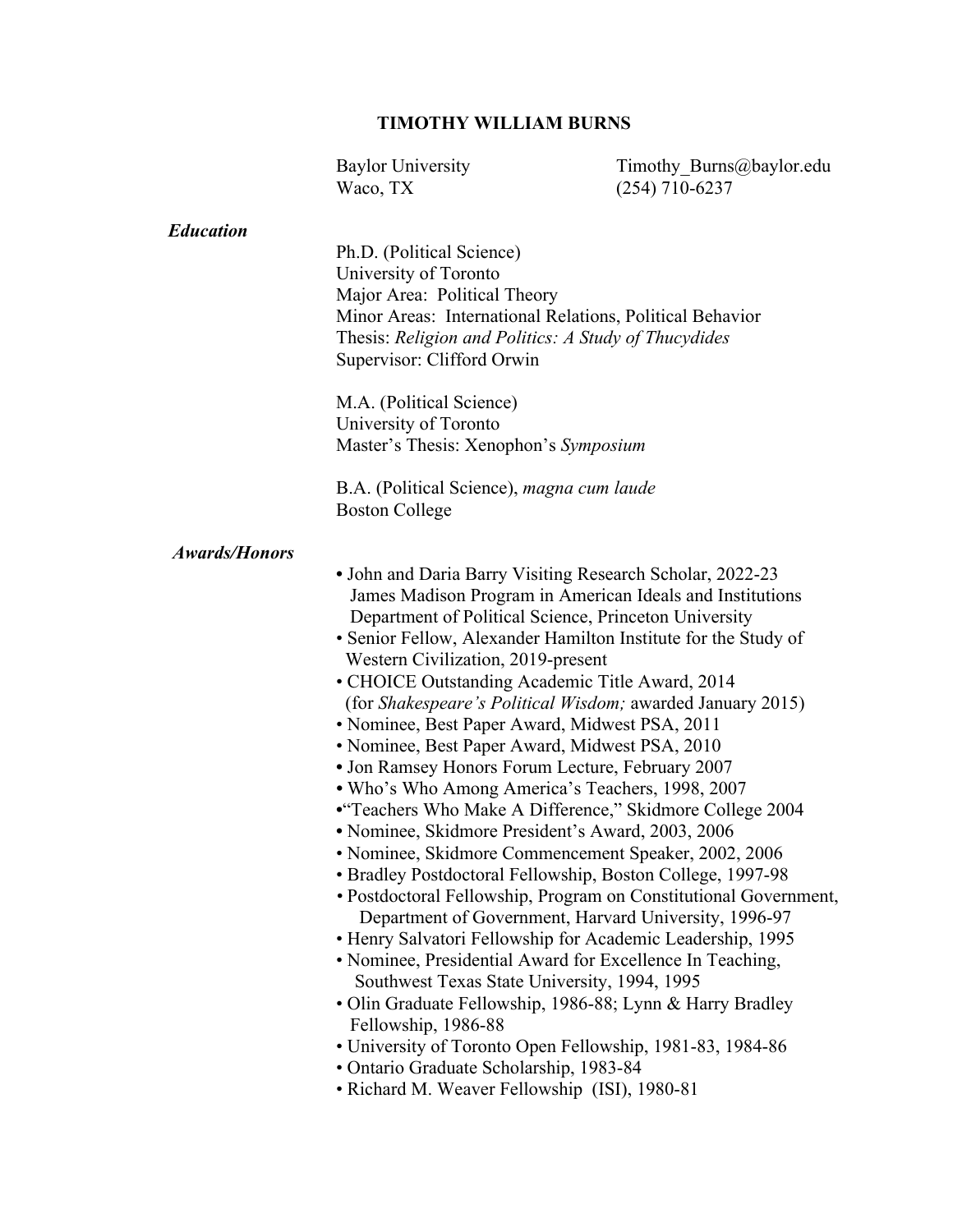# TIMOTHY WILLIAM BURNS

Baylor University
Waco, TX

Timothy_Burns@baylor.edu
(254) 710-6237

## *Education*

Ph.D. (Political Science)
University of Toronto
Major Area: Political Theory
Minor Areas: International Relations, Political Behavior
Thesis: *Religion and Politics: A Study of Thucydides*
Supervisor: Clifford Orwin

M.A. (Political Science)
University of Toronto
Master's Thesis: Xenophon's *Symposium*

B.A. (Political Science), *magna cum laude*
Boston College

## *Awards/Honors*

- John and Daria Barry Visiting Research Scholar, 2022-23
  James Madison Program in American Ideals and Institutions
  Department of Political Science, Princeton University
- Senior Fellow, Alexander Hamilton Institute for the Study of Western Civilization, 2019-present
- CHOICE Outstanding Academic Title Award, 2014
  (for *Shakespeare's Political Wisdom;* awarded January 2015)
- Nominee, Best Paper Award, Midwest PSA, 2011
- Nominee, Best Paper Award, Midwest PSA, 2010
- Jon Ramsey Honors Forum Lecture, February 2007
- Who's Who Among America's Teachers, 1998, 2007
- "Teachers Who Make A Difference," Skidmore College 2004
- Nominee, Skidmore President's Award, 2003, 2006
- Nominee, Skidmore Commencement Speaker, 2002, 2006
- Bradley Postdoctoral Fellowship, Boston College, 1997-98
- Postdoctoral Fellowship, Program on Constitutional Government, Department of Government, Harvard University, 1996-97
- Henry Salvatori Fellowship for Academic Leadership, 1995
- Nominee, Presidential Award for Excellence In Teaching, Southwest Texas State University, 1994, 1995
- Olin Graduate Fellowship, 1986-88; Lynn & Harry Bradley Fellowship, 1986-88
- University of Toronto Open Fellowship, 1981-83, 1984-86
- Ontario Graduate Scholarship, 1983-84
- Richard M. Weaver Fellowship (ISI), 1980-81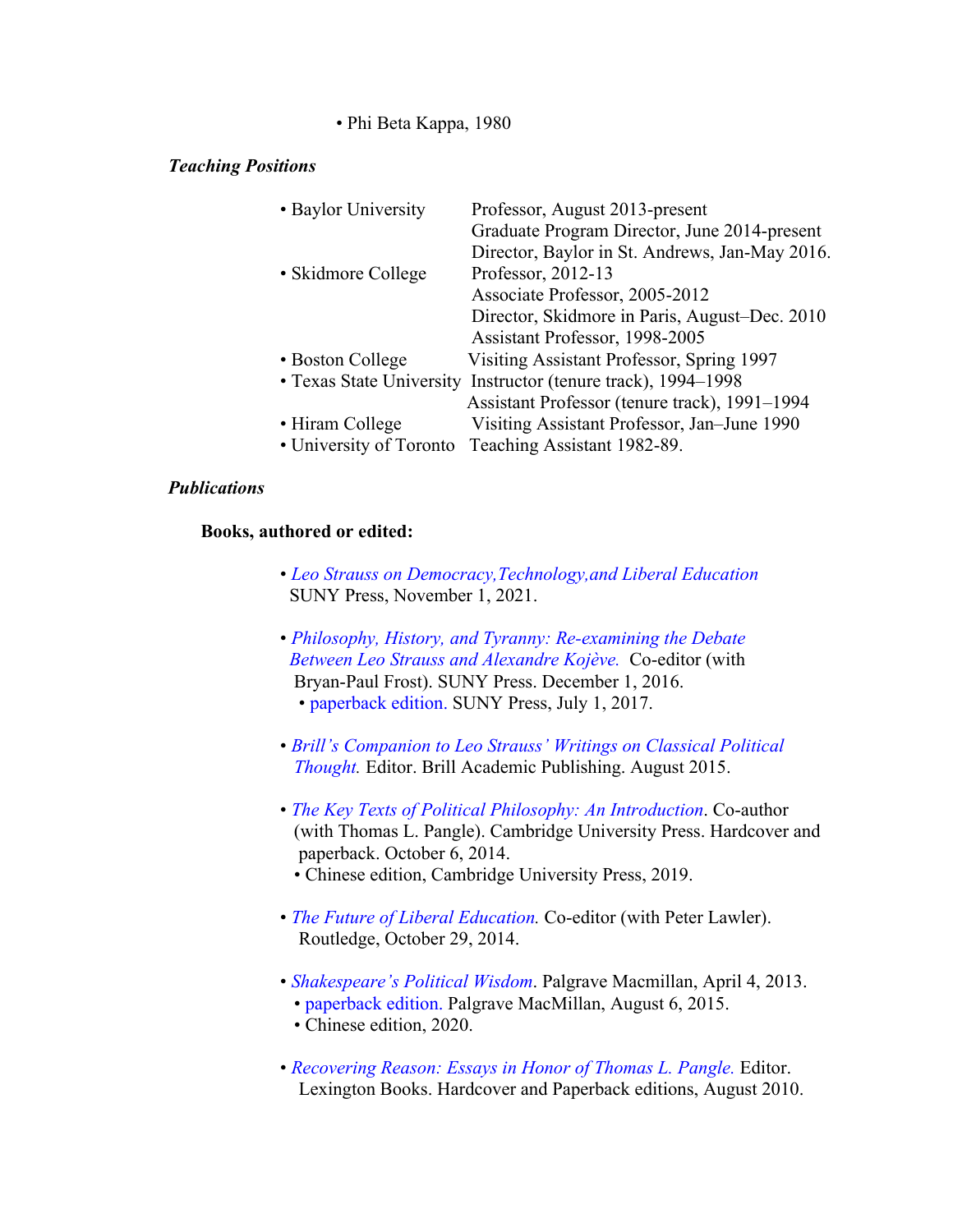- Phi Beta Kappa, 1980

### *Teaching Positions*

- Baylor University — Professor, August 2013-present
  Graduate Program Director, June 2014-present
  Director, Baylor in St. Andrews, Jan-May 2016.
- Skidmore College — Professor, 2012-13
  Associate Professor, 2005-2012
  Director, Skidmore in Paris, August–Dec. 2010
  Assistant Professor, 1998-2005
- Boston College — Visiting Assistant Professor, Spring 1997
- Texas State University — Instructor (tenure track), 1994–1998
  Assistant Professor (tenure track), 1991–1994
- Hiram College — Visiting Assistant Professor, Jan–June 1990
- University of Toronto — Teaching Assistant 1982-89.

### *Publications*

**Books, authored or edited:**

- *Leo Strauss on Democracy,Technology,and Liberal Education* SUNY Press, November 1, 2021.

- *Philosophy, History, and Tyranny: Re-examining the Debate Between Leo Strauss and Alexandre Kojève.* Co-editor (with Bryan-Paul Frost). SUNY Press. December 1, 2016.
  - paperback edition. SUNY Press, July 1, 2017.

- *Brill's Companion to Leo Strauss' Writings on Classical Political Thought.* Editor. Brill Academic Publishing. August 2015.

- *The Key Texts of Political Philosophy: An Introduction*. Co-author (with Thomas L. Pangle). Cambridge University Press. Hardcover and paperback. October 6, 2014.
  - Chinese edition, Cambridge University Press, 2019.

- *The Future of Liberal Education.* Co-editor (with Peter Lawler). Routledge, October 29, 2014.

- *Shakespeare's Political Wisdom*. Palgrave Macmillan, April 4, 2013.
  - paperback edition. Palgrave MacMillan, August 6, 2015.
  - Chinese edition, 2020.

- *Recovering Reason: Essays in Honor of Thomas L. Pangle.* Editor. Lexington Books. Hardcover and Paperback editions, August 2010.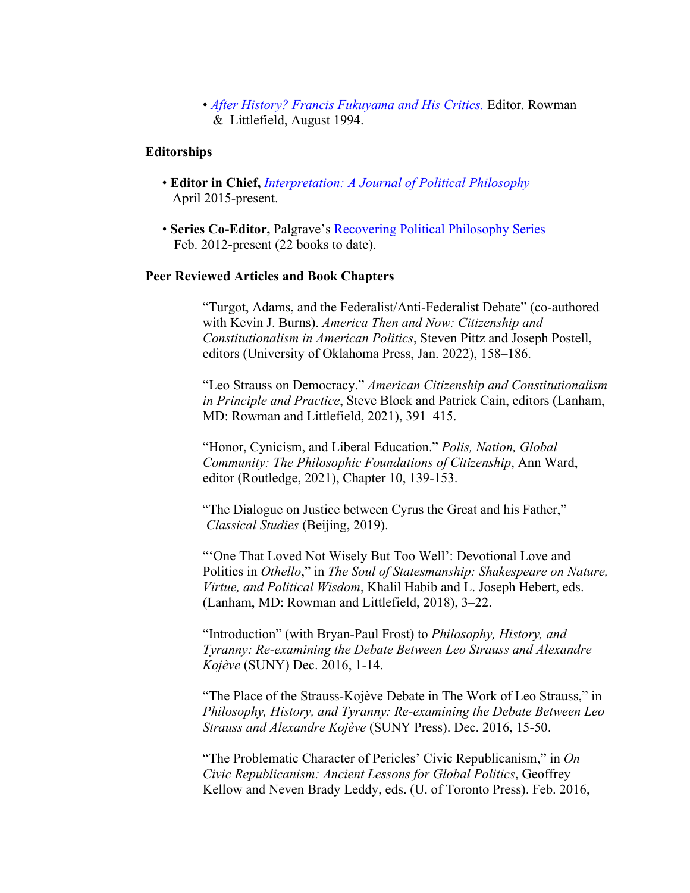- *After History? Francis Fukuyama and His Critics.* Editor. Rowman & Littlefield, August 1994.

**Editorships**

- **Editor in Chief,** *Interpretation: A Journal of Political Philosophy* April 2015-present.

- **Series Co-Editor,** Palgrave's Recovering Political Philosophy Series Feb. 2012-present (22 books to date).

**Peer Reviewed Articles and Book Chapters**

"Turgot, Adams, and the Federalist/Anti-Federalist Debate" (co-authored with Kevin J. Burns). *America Then and Now: Citizenship and Constitutionalism in American Politics*, Steven Pittz and Joseph Postell, editors (University of Oklahoma Press, Jan. 2022), 158–186.

"Leo Strauss on Democracy." *American Citizenship and Constitutionalism in Principle and Practice*, Steve Block and Patrick Cain, editors (Lanham, MD: Rowman and Littlefield, 2021), 391–415.

"Honor, Cynicism, and Liberal Education." *Polis, Nation, Global Community: The Philosophic Foundations of Citizenship*, Ann Ward, editor (Routledge, 2021), Chapter 10, 139-153.

"The Dialogue on Justice between Cyrus the Great and his Father," *Classical Studies* (Beijing, 2019).

"'One That Loved Not Wisely But Too Well': Devotional Love and Politics in *Othello*," in *The Soul of Statesmanship: Shakespeare on Nature, Virtue, and Political Wisdom*, Khalil Habib and L. Joseph Hebert, eds. (Lanham, MD: Rowman and Littlefield, 2018), 3–22.

"Introduction" (with Bryan-Paul Frost) to *Philosophy, History, and Tyranny: Re-examining the Debate Between Leo Strauss and Alexandre Kojève* (SUNY) Dec. 2016, 1-14.

"The Place of the Strauss-Kojève Debate in The Work of Leo Strauss," in *Philosophy, History, and Tyranny: Re-examining the Debate Between Leo Strauss and Alexandre Kojève* (SUNY Press). Dec. 2016, 15-50.

"The Problematic Character of Pericles' Civic Republicanism," in *On Civic Republicanism: Ancient Lessons for Global Politics*, Geoffrey Kellow and Neven Brady Leddy, eds. (U. of Toronto Press). Feb. 2016,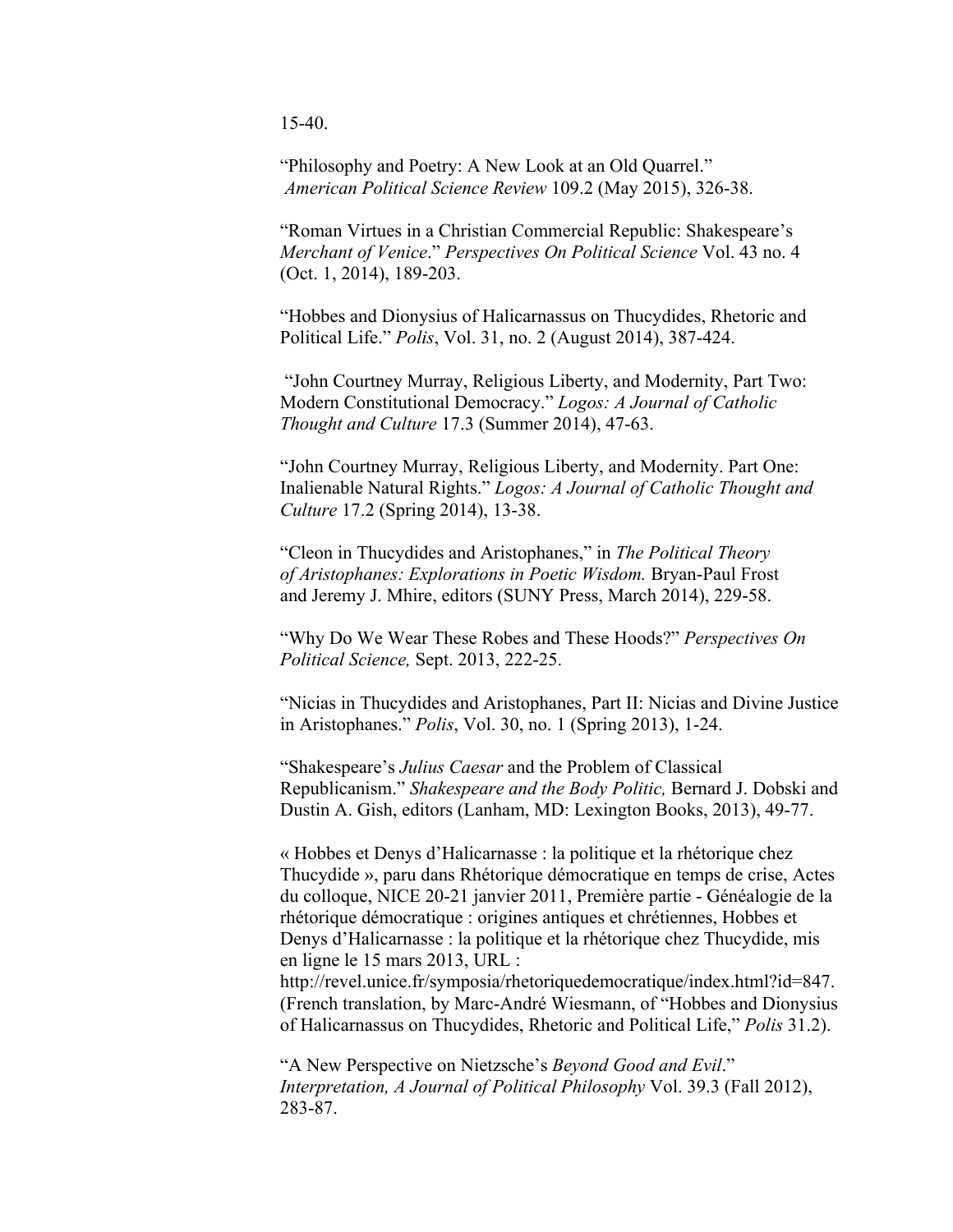15-40.

"Philosophy and Poetry: A New Look at an Old Quarrel." *American Political Science Review* 109.2 (May 2015), 326-38.

"Roman Virtues in a Christian Commercial Republic: Shakespeare's *Merchant of Venice*." *Perspectives On Political Science* Vol. 43 no. 4 (Oct. 1, 2014), 189-203.

"Hobbes and Dionysius of Halicarnassus on Thucydides, Rhetoric and Political Life." *Polis*, Vol. 31, no. 2 (August 2014), 387-424.

"John Courtney Murray, Religious Liberty, and Modernity, Part Two: Modern Constitutional Democracy." *Logos: A Journal of Catholic Thought and Culture* 17.3 (Summer 2014), 47-63.

"John Courtney Murray, Religious Liberty, and Modernity. Part One: Inalienable Natural Rights." *Logos: A Journal of Catholic Thought and Culture* 17.2 (Spring 2014), 13-38.

"Cleon in Thucydides and Aristophanes," in *The Political Theory of Aristophanes: Explorations in Poetic Wisdom.* Bryan-Paul Frost and Jeremy J. Mhire, editors (SUNY Press, March 2014), 229-58.

"Why Do We Wear These Robes and These Hoods?" *Perspectives On Political Science,* Sept. 2013, 222-25.

"Nicias in Thucydides and Aristophanes, Part II: Nicias and Divine Justice in Aristophanes." *Polis*, Vol. 30, no. 1 (Spring 2013), 1-24.

"Shakespeare's *Julius Caesar* and the Problem of Classical Republicanism." *Shakespeare and the Body Politic,* Bernard J. Dobski and Dustin A. Gish, editors (Lanham, MD: Lexington Books, 2013), 49-77.

« Hobbes et Denys d'Halicarnasse : la politique et la rhétorique chez Thucydide », paru dans Rhétorique démocratique en temps de crise, Actes du colloque, NICE 20-21 janvier 2011, Première partie - Généalogie de la rhétorique démocratique : origines antiques et chrétiennes, Hobbes et Denys d'Halicarnasse : la politique et la rhétorique chez Thucydide, mis en ligne le 15 mars 2013, URL : http://revel.unice.fr/symposia/rhetoriquedemocratique/index.html?id=847. (French translation, by Marc-André Wiesmann, of "Hobbes and Dionysius of Halicarnassus on Thucydides, Rhetoric and Political Life," *Polis* 31.2).

"A New Perspective on Nietzsche's *Beyond Good and Evil*." *Interpretation, A Journal of Political Philosophy* Vol. 39.3 (Fall 2012), 283-87.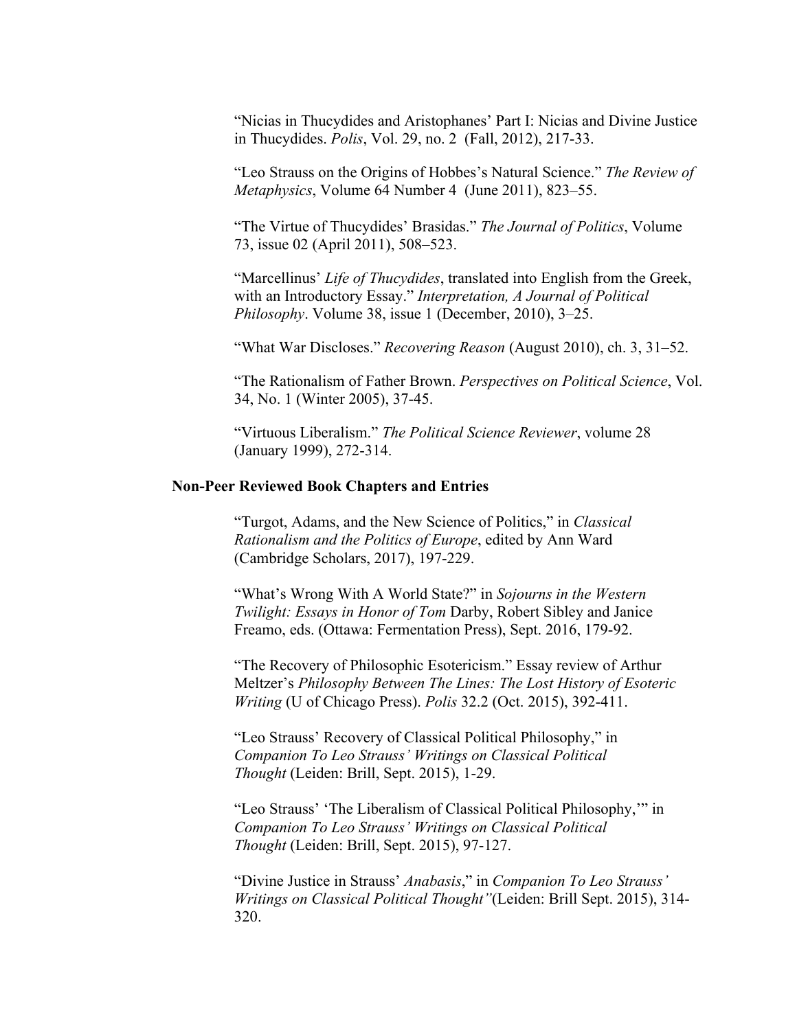"Nicias in Thucydides and Aristophanes' Part I: Nicias and Divine Justice in Thucydides. *Polis*, Vol. 29, no. 2 (Fall, 2012), 217-33.

"Leo Strauss on the Origins of Hobbes's Natural Science." *The Review of Metaphysics*, Volume 64 Number 4 (June 2011), 823–55.

"The Virtue of Thucydides' Brasidas." *The Journal of Politics*, Volume 73, issue 02 (April 2011), 508–523.

"Marcellinus' *Life of Thucydides*, translated into English from the Greek, with an Introductory Essay." *Interpretation, A Journal of Political Philosophy*. Volume 38, issue 1 (December, 2010), 3–25.

"What War Discloses." *Recovering Reason* (August 2010), ch. 3, 31–52.

"The Rationalism of Father Brown. *Perspectives on Political Science*, Vol. 34, No. 1 (Winter 2005), 37-45.

"Virtuous Liberalism." *The Political Science Reviewer*, volume 28 (January 1999), 272-314.

**Non-Peer Reviewed Book Chapters and Entries**

"Turgot, Adams, and the New Science of Politics," in *Classical Rationalism and the Politics of Europe*, edited by Ann Ward (Cambridge Scholars, 2017), 197-229.

"What's Wrong With A World State?" in *Sojourns in the Western Twilight: Essays in Honor of Tom* Darby, Robert Sibley and Janice Freamo, eds. (Ottawa: Fermentation Press), Sept. 2016, 179-92.

"The Recovery of Philosophic Esotericism." Essay review of Arthur Meltzer's *Philosophy Between The Lines: The Lost History of Esoteric Writing* (U of Chicago Press). *Polis* 32.2 (Oct. 2015), 392-411.

"Leo Strauss' Recovery of Classical Political Philosophy," in *Companion To Leo Strauss' Writings on Classical Political Thought* (Leiden: Brill, Sept. 2015), 1-29.

"Leo Strauss' 'The Liberalism of Classical Political Philosophy,'" in *Companion To Leo Strauss' Writings on Classical Political Thought* (Leiden: Brill, Sept. 2015), 97-127.

"Divine Justice in Strauss' *Anabasis*," in *Companion To Leo Strauss' Writings on Classical Political Thought"*(Leiden: Brill Sept. 2015), 314-320.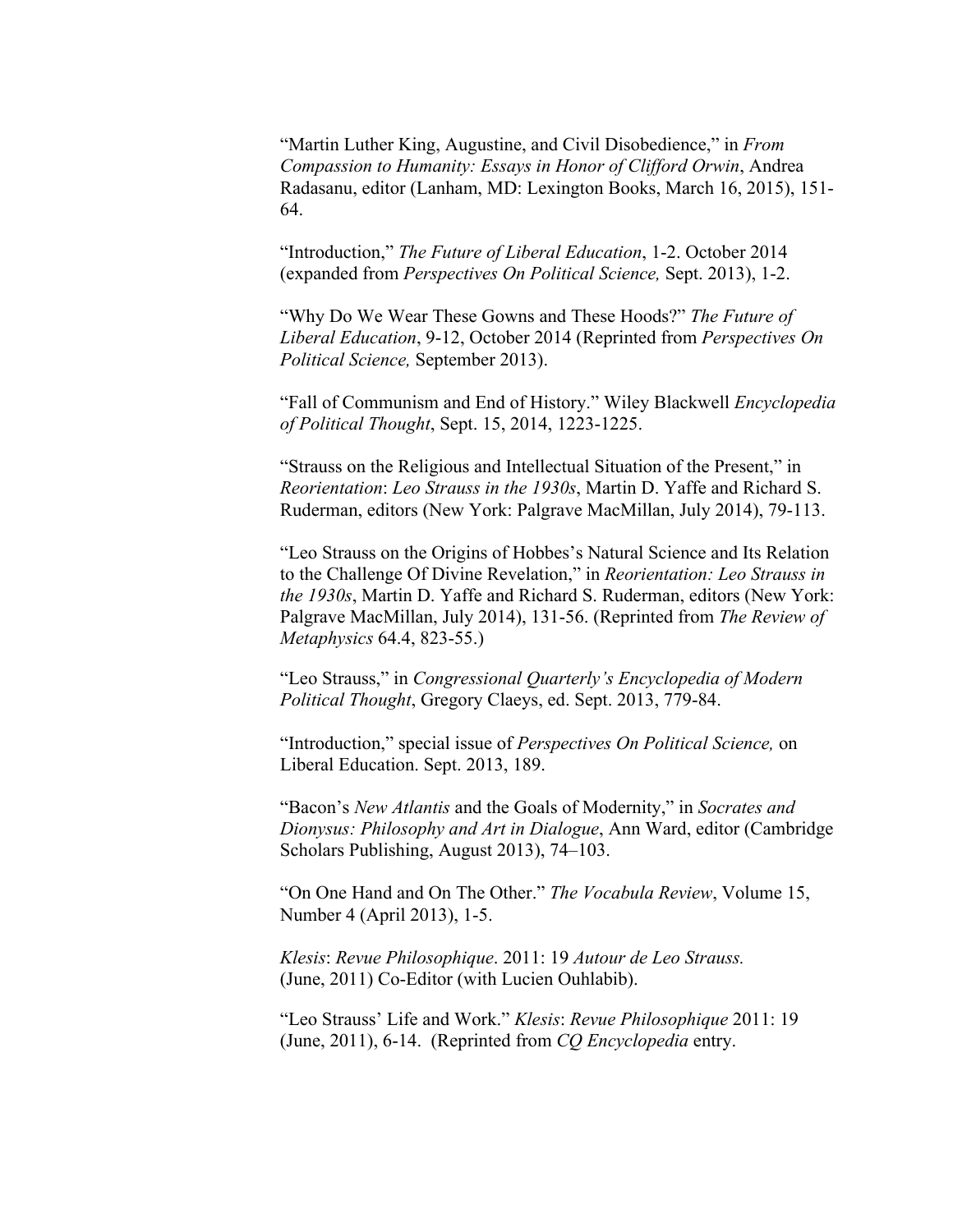"Martin Luther King, Augustine, and Civil Disobedience," in *From Compassion to Humanity: Essays in Honor of Clifford Orwin*, Andrea Radasanu, editor (Lanham, MD: Lexington Books, March 16, 2015), 151-64.

"Introduction," *The Future of Liberal Education*, 1-2. October 2014 (expanded from *Perspectives On Political Science,* Sept. 2013), 1-2.

"Why Do We Wear These Gowns and These Hoods?" *The Future of Liberal Education*, 9-12, October 2014 (Reprinted from *Perspectives On Political Science,* September 2013).

"Fall of Communism and End of History." Wiley Blackwell *Encyclopedia of Political Thought*, Sept. 15, 2014, 1223-1225.

"Strauss on the Religious and Intellectual Situation of the Present," in *Reorientation*: *Leo Strauss in the 1930s*, Martin D. Yaffe and Richard S. Ruderman, editors (New York: Palgrave MacMillan, July 2014), 79-113.

"Leo Strauss on the Origins of Hobbes's Natural Science and Its Relation to the Challenge Of Divine Revelation," in *Reorientation: Leo Strauss in the 1930s*, Martin D. Yaffe and Richard S. Ruderman, editors (New York: Palgrave MacMillan, July 2014), 131-56. (Reprinted from *The Review of Metaphysics* 64.4, 823-55.)

"Leo Strauss," in *Congressional Quarterly's Encyclopedia of Modern Political Thought*, Gregory Claeys, ed. Sept. 2013, 779-84.

"Introduction," special issue of *Perspectives On Political Science,* on Liberal Education. Sept. 2013, 189.

"Bacon's *New Atlantis* and the Goals of Modernity," in *Socrates and Dionysus: Philosophy and Art in Dialogue*, Ann Ward, editor (Cambridge Scholars Publishing, August 2013), 74–103.

"On One Hand and On The Other." *The Vocabula Review*, Volume 15, Number 4 (April 2013), 1-5.

*Klesis*: *Revue Philosophique*. 2011: 19 *Autour de Leo Strauss.* (June, 2011) Co-Editor (with Lucien Ouhlabib).

"Leo Strauss' Life and Work." *Klesis*: *Revue Philosophique* 2011: 19 (June, 2011), 6-14. (Reprinted from *CQ Encyclopedia* entry.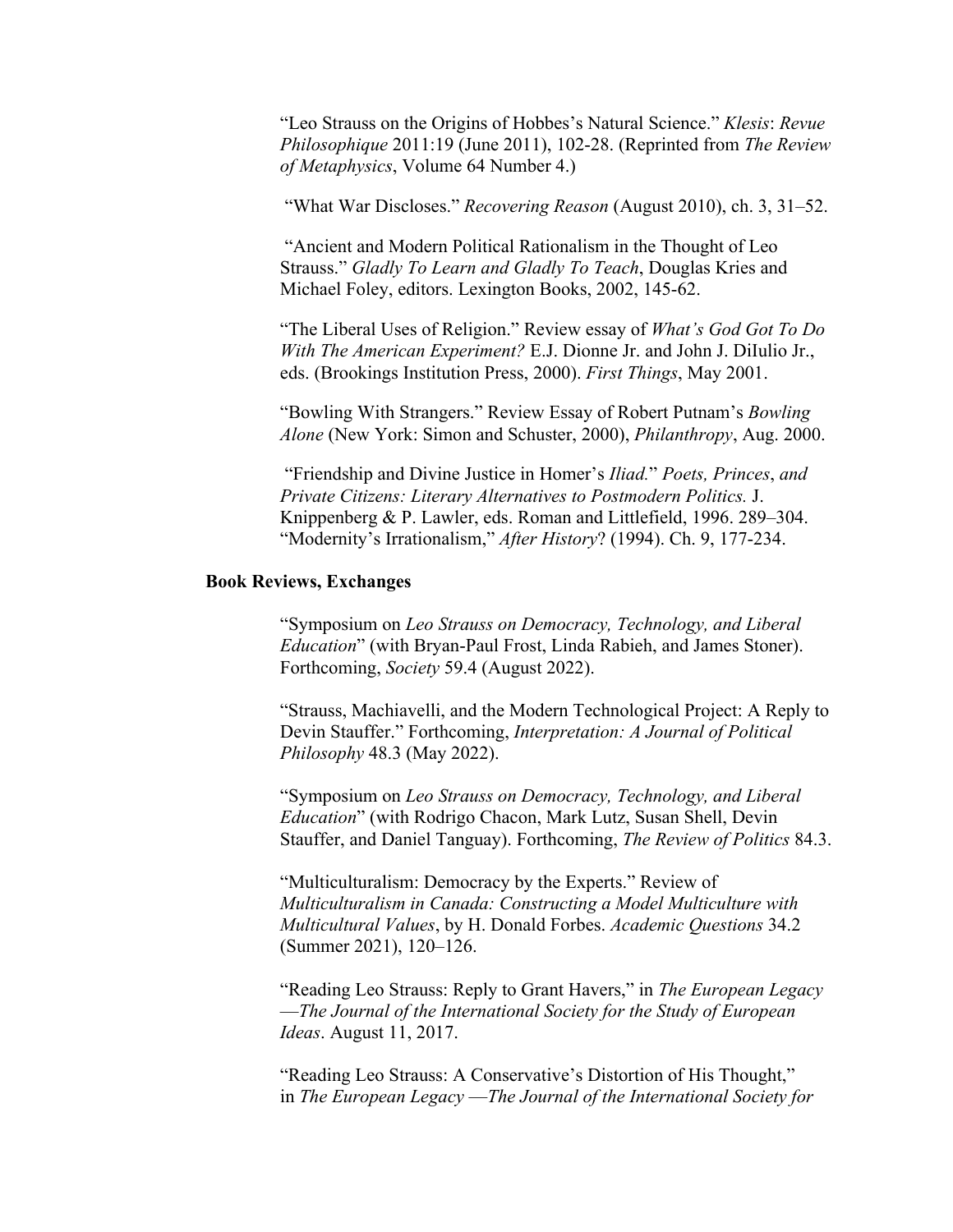"Leo Strauss on the Origins of Hobbes's Natural Science." *Klesis*: *Revue Philosophique* 2011:19 (June 2011), 102-28. (Reprinted from *The Review of Metaphysics*, Volume 64 Number 4.)

"What War Discloses." *Recovering Reason* (August 2010), ch. 3, 31–52.

"Ancient and Modern Political Rationalism in the Thought of Leo Strauss." *Gladly To Learn and Gladly To Teach*, Douglas Kries and Michael Foley, editors. Lexington Books, 2002, 145-62.

"The Liberal Uses of Religion." Review essay of *What's God Got To Do With The American Experiment?* E.J. Dionne Jr. and John J. DiIulio Jr., eds. (Brookings Institution Press, 2000). *First Things*, May 2001.

"Bowling With Strangers." Review Essay of Robert Putnam's *Bowling Alone* (New York: Simon and Schuster, 2000), *Philanthropy*, Aug. 2000.

"Friendship and Divine Justice in Homer's *Iliad.*" *Poets, Princes*, *and Private Citizens: Literary Alternatives to Postmodern Politics.* J. Knippenberg & P. Lawler, eds. Roman and Littlefield, 1996. 289–304.
"Modernity's Irrationalism," *After History*? (1994). Ch. 9, 177-234.

**Book Reviews, Exchanges**

"Symposium on *Leo Strauss on Democracy, Technology, and Liberal Education*" (with Bryan-Paul Frost, Linda Rabieh, and James Stoner). Forthcoming, *Society* 59.4 (August 2022).

"Strauss, Machiavelli, and the Modern Technological Project: A Reply to Devin Stauffer." Forthcoming, *Interpretation: A Journal of Political Philosophy* 48.3 (May 2022).

"Symposium on *Leo Strauss on Democracy, Technology, and Liberal Education*" (with Rodrigo Chacon, Mark Lutz, Susan Shell, Devin Stauffer, and Daniel Tanguay). Forthcoming, *The Review of Politics* 84.3.

"Multiculturalism: Democracy by the Experts." Review of *Multiculturalism in Canada: Constructing a Model Multiculture with Multicultural Values*, by H. Donald Forbes. *Academic Questions* 34.2 (Summer 2021), 120–126.

"Reading Leo Strauss: Reply to Grant Havers," in *The European Legacy —The Journal of the International Society for the Study of European Ideas*. August 11, 2017.

"Reading Leo Strauss: A Conservative's Distortion of His Thought," in *The European Legacy —The Journal of the International Society for*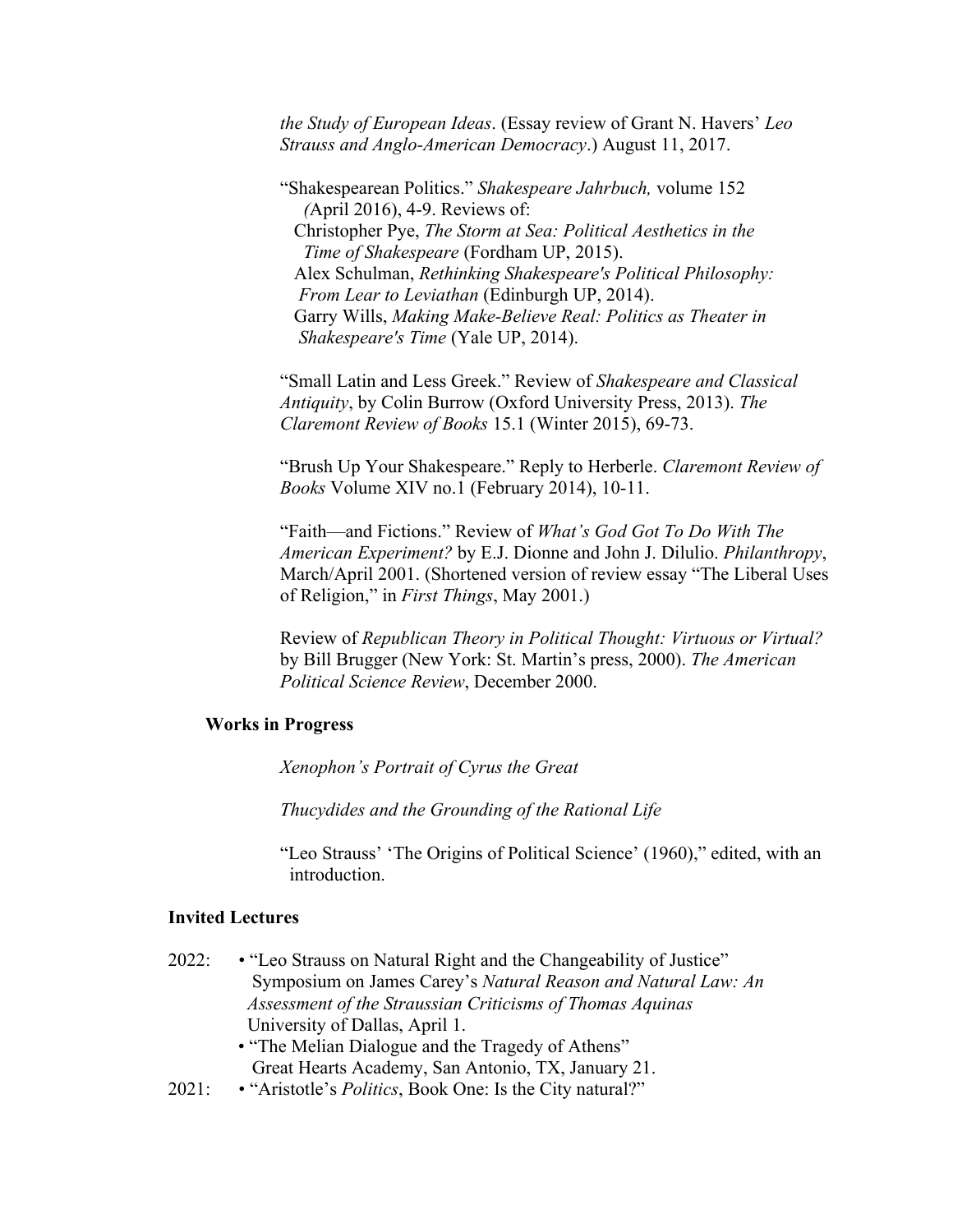*the Study of European Ideas*. (Essay review of Grant N. Havers' *Leo Strauss and Anglo-American Democracy*.) August 11, 2017.

"Shakespearean Politics." *Shakespeare Jahrbuch,* volume 152 *(*April 2016), 4-9. Reviews of:
Christopher Pye, *The Storm at Sea: Political Aesthetics in the Time of Shakespeare* (Fordham UP, 2015).
Alex Schulman, *Rethinking Shakespeare's Political Philosophy: From Lear to Leviathan* (Edinburgh UP, 2014).
Garry Wills, *Making Make-Believe Real: Politics as Theater in Shakespeare's Time* (Yale UP, 2014).

"Small Latin and Less Greek." Review of *Shakespeare and Classical Antiquity*, by Colin Burrow (Oxford University Press, 2013). *The Claremont Review of Books* 15.1 (Winter 2015), 69-73.

"Brush Up Your Shakespeare." Reply to Herberle. *Claremont Review of Books* Volume XIV no.1 (February 2014), 10-11.

"Faith—and Fictions." Review of *What's God Got To Do With The American Experiment?* by E.J. Dionne and John J. Dilulio. *Philanthropy*, March/April 2001. (Shortened version of review essay "The Liberal Uses of Religion," in *First Things*, May 2001.)

Review of *Republican Theory in Political Thought: Virtuous or Virtual?* by Bill Brugger (New York: St. Martin's press, 2000). *The American Political Science Review*, December 2000.

### Works in Progress

*Xenophon's Portrait of Cyrus the Great*

*Thucydides and the Grounding of the Rational Life*

"Leo Strauss' 'The Origins of Political Science' (1960)," edited, with an introduction.

## Invited Lectures

2022:
- "Leo Strauss on Natural Right and the Changeability of Justice" Symposium on James Carey's *Natural Reason and Natural Law: An Assessment of the Straussian Criticisms of Thomas Aquinas* University of Dallas, April 1.
- "The Melian Dialogue and the Tragedy of Athens" Great Hearts Academy, San Antonio, TX, January 21.

2021:
- "Aristotle's *Politics*, Book One: Is the City natural?"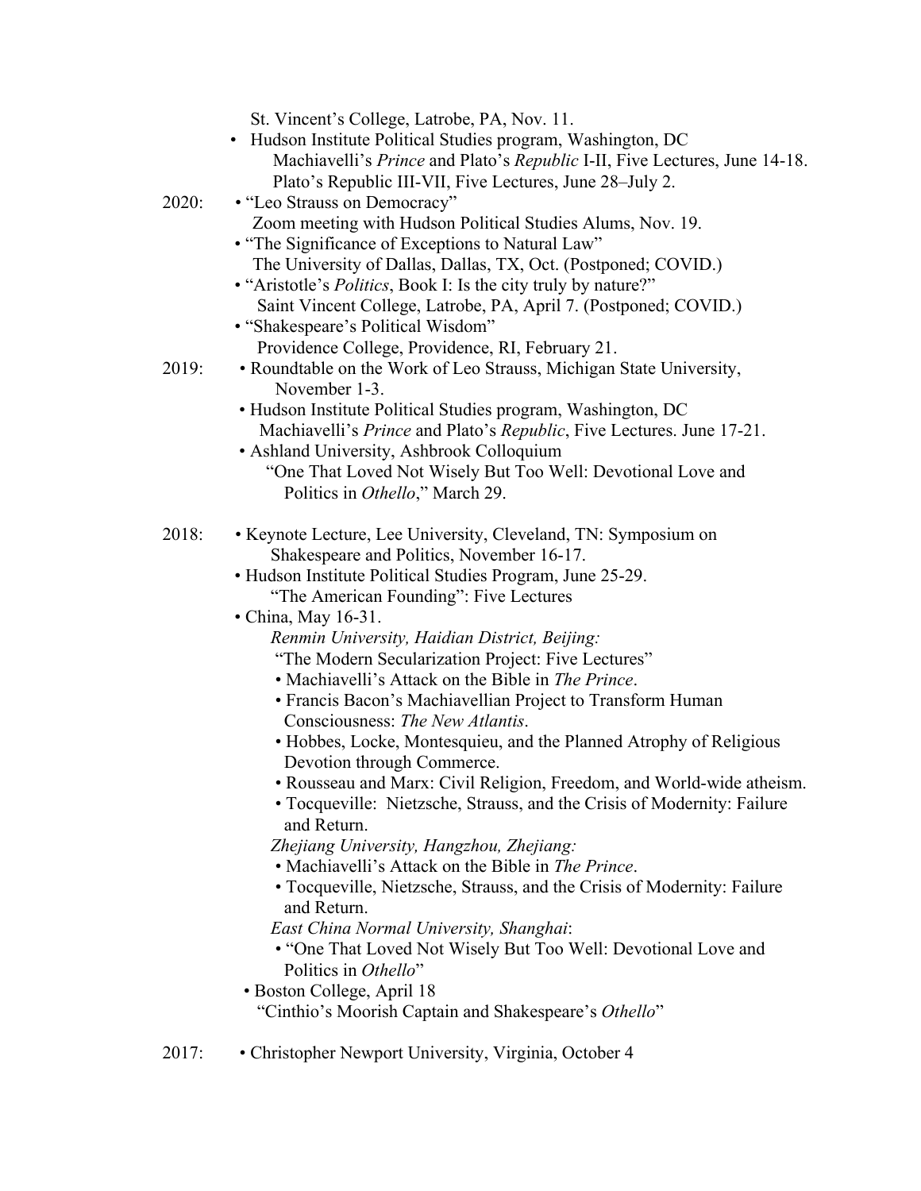St. Vincent's College, Latrobe, PA, Nov. 11.

- Hudson Institute Political Studies program, Washington, DC
  Machiavelli's *Prince* and Plato's *Republic* I-II, Five Lectures, June 14-18.
  Plato's Republic III-VII, Five Lectures, June 28–July 2.

2020:

- "Leo Strauss on Democracy"
  Zoom meeting with Hudson Political Studies Alums, Nov. 19.
- "The Significance of Exceptions to Natural Law"
  The University of Dallas, Dallas, TX, Oct. (Postponed; COVID.)
- "Aristotle's *Politics*, Book I: Is the city truly by nature?"
  Saint Vincent College, Latrobe, PA, April 7. (Postponed; COVID.)
- "Shakespeare's Political Wisdom"
  Providence College, Providence, RI, February 21.

2019:

- Roundtable on the Work of Leo Strauss, Michigan State University, November 1-3.
- Hudson Institute Political Studies program, Washington, DC
  Machiavelli's *Prince* and Plato's *Republic*, Five Lectures. June 17-21.
- Ashland University, Ashbrook Colloquium
  "One That Loved Not Wisely But Too Well: Devotional Love and Politics in *Othello*," March 29.

2018:

- Keynote Lecture, Lee University, Cleveland, TN: Symposium on Shakespeare and Politics, November 16-17.
- Hudson Institute Political Studies Program, June 25-29.
  "The American Founding": Five Lectures
- China, May 16-31.
  *Renmin University, Haidian District, Beijing:*
  "The Modern Secularization Project: Five Lectures"
  - Machiavelli's Attack on the Bible in *The Prince*.
  - Francis Bacon's Machiavellian Project to Transform Human Consciousness: *The New Atlantis*.
  - Hobbes, Locke, Montesquieu, and the Planned Atrophy of Religious Devotion through Commerce.
  - Rousseau and Marx: Civil Religion, Freedom, and World-wide atheism.
  - Tocqueville: Nietzsche, Strauss, and the Crisis of Modernity: Failure and Return.

  *Zhejiang University, Hangzhou, Zhejiang:*
  - Machiavelli's Attack on the Bible in *The Prince*.
  - Tocqueville, Nietzsche, Strauss, and the Crisis of Modernity: Failure and Return.

  *East China Normal University, Shanghai*:
  - "One That Loved Not Wisely But Too Well: Devotional Love and Politics in *Othello*"
- Boston College, April 18
  "Cinthio's Moorish Captain and Shakespeare's *Othello*"

2017:

- Christopher Newport University, Virginia, October 4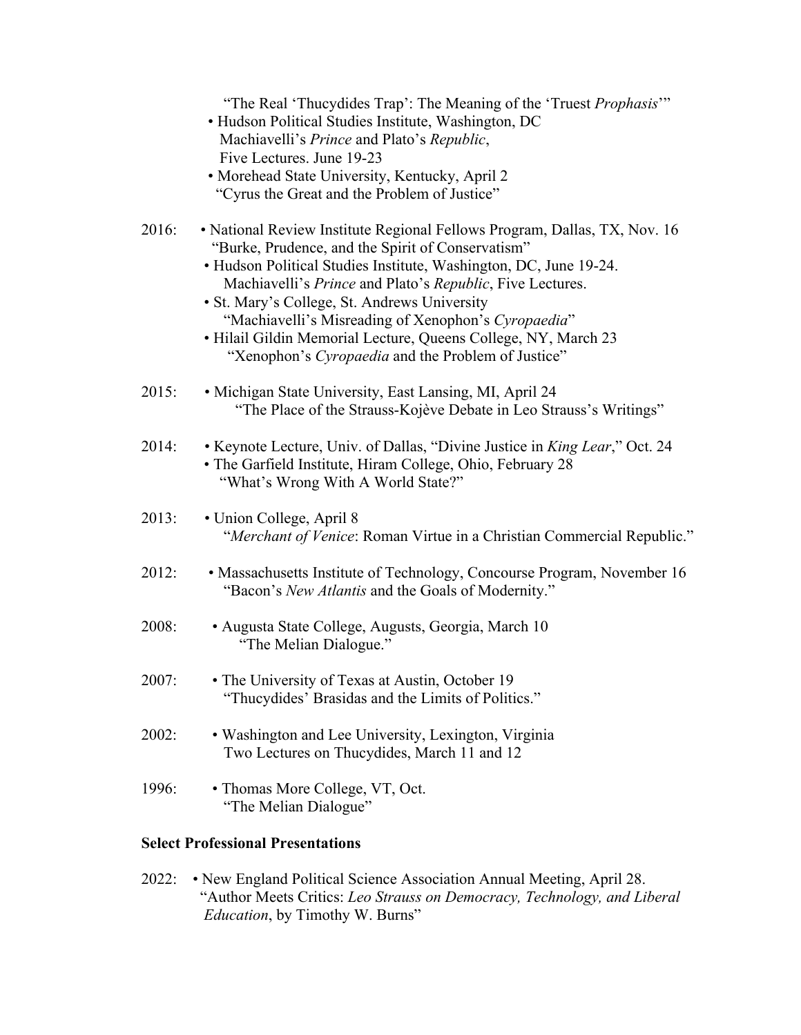"The Real 'Thucydides Trap': The Meaning of the 'Truest *Prophasis*'"
- Hudson Political Studies Institute, Washington, DC
  Machiavelli's *Prince* and Plato's *Republic*,
  Five Lectures. June 19-23
- Morehead State University, Kentucky, April 2
  "Cyrus the Great and the Problem of Justice"

2016:
- National Review Institute Regional Fellows Program, Dallas, TX, Nov. 16
  "Burke, Prudence, and the Spirit of Conservatism"
- Hudson Political Studies Institute, Washington, DC, June 19-24.
  Machiavelli's *Prince* and Plato's *Republic*, Five Lectures.
- St. Mary's College, St. Andrews University
  "Machiavelli's Misreading of Xenophon's *Cyropaedia*"
- Hilail Gildin Memorial Lecture, Queens College, NY, March 23
  "Xenophon's *Cyropaedia* and the Problem of Justice"

2015:
- Michigan State University, East Lansing, MI, April 24
  "The Place of the Strauss-Kojève Debate in Leo Strauss's Writings"

2014:
- Keynote Lecture, Univ. of Dallas, "Divine Justice in *King Lear*," Oct. 24
- The Garfield Institute, Hiram College, Ohio, February 28
  "What's Wrong With A World State?"

2013:
- Union College, April 8
  "*Merchant of Venice*: Roman Virtue in a Christian Commercial Republic."

2012:
- Massachusetts Institute of Technology, Concourse Program, November 16
  "Bacon's *New Atlantis* and the Goals of Modernity."

2008:
- Augusta State College, Augusts, Georgia, March 10
  "The Melian Dialogue."

2007:
- The University of Texas at Austin, October 19
  "Thucydides' Brasidas and the Limits of Politics."

2002:
- Washington and Lee University, Lexington, Virginia
  Two Lectures on Thucydides, March 11 and 12

1996:
- Thomas More College, VT, Oct.
  "The Melian Dialogue"

**Select Professional Presentations**

2022:
- New England Political Science Association Annual Meeting, April 28.
  "Author Meets Critics: *Leo Strauss on Democracy, Technology, and Liberal Education*, by Timothy W. Burns"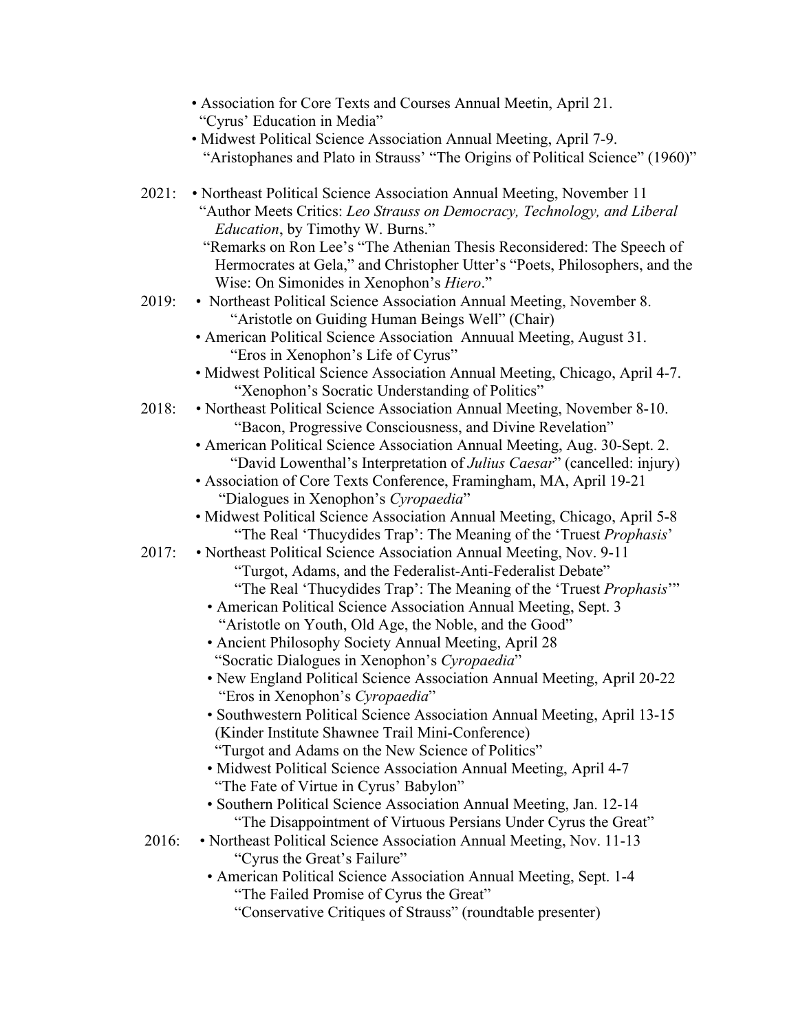- Association for Core Texts and Courses Annual Meetin, April 21.
  "Cyrus' Education in Media"
- Midwest Political Science Association Annual Meeting, April 7-9.
  "Aristophanes and Plato in Strauss' "The Origins of Political Science" (1960)"

2021:
- Northeast Political Science Association Annual Meeting, November 11
  "Author Meets Critics: *Leo Strauss on Democracy, Technology, and Liberal Education*, by Timothy W. Burns."
  "Remarks on Ron Lee's "The Athenian Thesis Reconsidered: The Speech of Hermocrates at Gela," and Christopher Utter's "Poets, Philosophers, and the Wise: On Simonides in Xenophon's *Hiero*."

2019:
- Northeast Political Science Association Annual Meeting, November 8.
  "Aristotle on Guiding Human Beings Well" (Chair)
- American Political Science Association Annuual Meeting, August 31.
  "Eros in Xenophon's Life of Cyrus"
- Midwest Political Science Association Annual Meeting, Chicago, April 4-7.
  "Xenophon's Socratic Understanding of Politics"

2018:
- Northeast Political Science Association Annual Meeting, November 8-10.
  "Bacon, Progressive Consciousness, and Divine Revelation"
- American Political Science Association Annual Meeting, Aug. 30-Sept. 2.
  "David Lowenthal's Interpretation of *Julius Caesar*" (cancelled: injury)
- Association of Core Texts Conference, Framingham, MA, April 19-21
  "Dialogues in Xenophon's *Cyropaedia*"
- Midwest Political Science Association Annual Meeting, Chicago, April 5-8
  "The Real 'Thucydides Trap': The Meaning of the 'Truest *Prophasis*'

2017:
- Northeast Political Science Association Annual Meeting, Nov. 9-11
  "Turgot, Adams, and the Federalist-Anti-Federalist Debate"
  "The Real 'Thucydides Trap': The Meaning of the 'Truest *Prophasis*'"
- American Political Science Association Annual Meeting, Sept. 3
  "Aristotle on Youth, Old Age, the Noble, and the Good"
- Ancient Philosophy Society Annual Meeting, April 28
  "Socratic Dialogues in Xenophon's *Cyropaedia*"
- New England Political Science Association Annual Meeting, April 20-22
  "Eros in Xenophon's *Cyropaedia*"
- Southwestern Political Science Association Annual Meeting, April 13-15
  (Kinder Institute Shawnee Trail Mini-Conference)
  "Turgot and Adams on the New Science of Politics"
- Midwest Political Science Association Annual Meeting, April 4-7
  "The Fate of Virtue in Cyrus' Babylon"
- Southern Political Science Association Annual Meeting, Jan. 12-14
  "The Disappointment of Virtuous Persians Under Cyrus the Great"

2016:
- Northeast Political Science Association Annual Meeting, Nov. 11-13
  "Cyrus the Great's Failure"
- American Political Science Association Annual Meeting, Sept. 1-4
  "The Failed Promise of Cyrus the Great"
  "Conservative Critiques of Strauss" (roundtable presenter)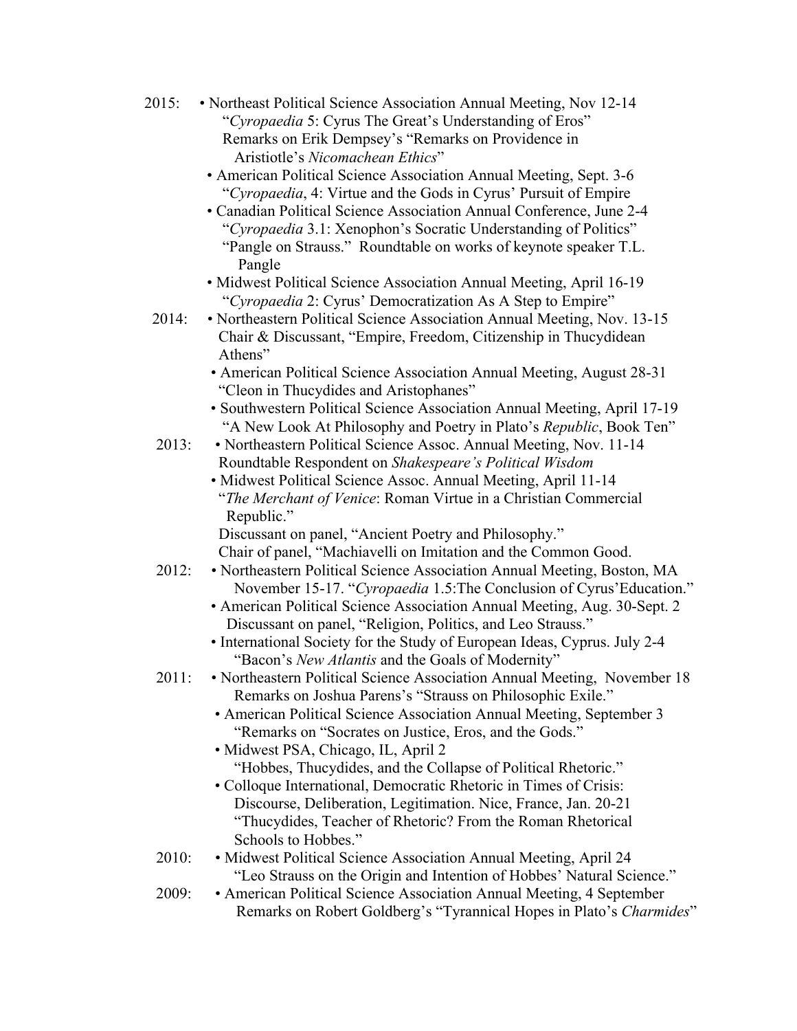2015:

- Northeast Political Science Association Annual Meeting, Nov 12-14
  "*Cyropaedia* 5: Cyrus The Great's Understanding of Eros"
  Remarks on Erik Dempsey's "Remarks on Providence in Aristiotle's *Nicomachean Ethics*"
- American Political Science Association Annual Meeting, Sept. 3-6
  "*Cyropaedia*, 4: Virtue and the Gods in Cyrus' Pursuit of Empire
- Canadian Political Science Association Annual Conference, June 2-4
  "*Cyropaedia* 3.1: Xenophon's Socratic Understanding of Politics"
  "Pangle on Strauss." Roundtable on works of keynote speaker T.L. Pangle
- Midwest Political Science Association Annual Meeting, April 16-19
  "*Cyropaedia* 2: Cyrus' Democratization As A Step to Empire"

2014:

- Northeastern Political Science Association Annual Meeting, Nov. 13-15
  Chair & Discussant, "Empire, Freedom, Citizenship in Thucydidean Athens"
- American Political Science Association Annual Meeting, August 28-31
  "Cleon in Thucydides and Aristophanes"
- Southwestern Political Science Association Annual Meeting, April 17-19
  "A New Look At Philosophy and Poetry in Plato's *Republic*, Book Ten"

2013:

- Northeastern Political Science Assoc. Annual Meeting, Nov. 11-14
  Roundtable Respondent on *Shakespeare's Political Wisdom*
- Midwest Political Science Assoc. Annual Meeting, April 11-14
  "*The Merchant of Venice*: Roman Virtue in a Christian Commercial Republic."
  Discussant on panel, "Ancient Poetry and Philosophy."
  Chair of panel, "Machiavelli on Imitation and the Common Good.

2012:

- Northeastern Political Science Association Annual Meeting, Boston, MA November 15-17. "*Cyropaedia* 1.5:The Conclusion of Cyrus'Education."
- American Political Science Association Annual Meeting, Aug. 30-Sept. 2
  Discussant on panel, "Religion, Politics, and Leo Strauss."
- International Society for the Study of European Ideas, Cyprus. July 2-4
  "Bacon's *New Atlantis* and the Goals of Modernity"

2011:

- Northeastern Political Science Association Annual Meeting, November 18
  Remarks on Joshua Parens's "Strauss on Philosophic Exile."
- American Political Science Association Annual Meeting, September 3
  "Remarks on "Socrates on Justice, Eros, and the Gods."
- Midwest PSA, Chicago, IL, April 2
  "Hobbes, Thucydides, and the Collapse of Political Rhetoric."
- Colloque International, Democratic Rhetoric in Times of Crisis: Discourse, Deliberation, Legitimation. Nice, France, Jan. 20-21
  "Thucydides, Teacher of Rhetoric? From the Roman Rhetorical Schools to Hobbes."

2010:

- Midwest Political Science Association Annual Meeting, April 24
  "Leo Strauss on the Origin and Intention of Hobbes' Natural Science."

2009:

- American Political Science Association Annual Meeting, 4 September
  Remarks on Robert Goldberg's "Tyrannical Hopes in Plato's *Charmides*"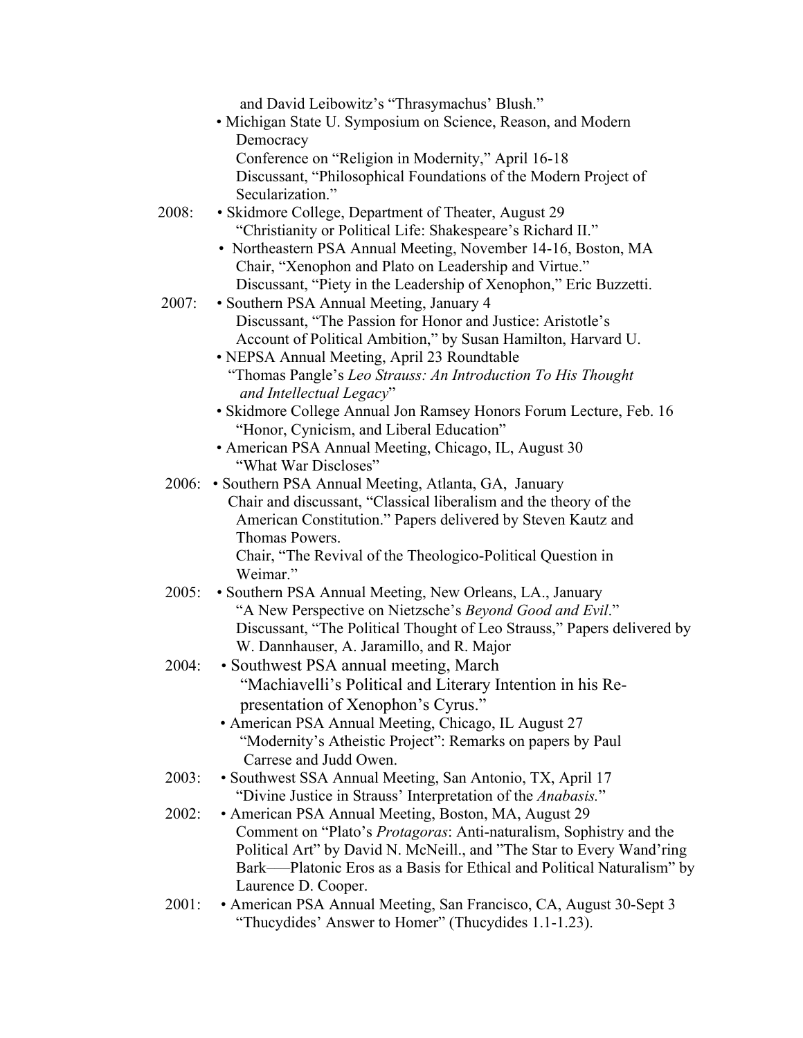and David Leibowitz's "Thrasymachus' Blush."

- Michigan State U. Symposium on Science, Reason, and Modern Democracy
  Conference on "Religion in Modernity," April 16-18
  Discussant, "Philosophical Foundations of the Modern Project of Secularization."

**2008:**

- Skidmore College, Department of Theater, August 29
  "Christianity or Political Life: Shakespeare's Richard II."
- Northeastern PSA Annual Meeting, November 14-16, Boston, MA
  Chair, "Xenophon and Plato on Leadership and Virtue."
  Discussant, "Piety in the Leadership of Xenophon," Eric Buzzetti.

**2007:**

- Southern PSA Annual Meeting, January 4
  Discussant, "The Passion for Honor and Justice: Aristotle's Account of Political Ambition," by Susan Hamilton, Harvard U.
- NEPSA Annual Meeting, April 23 Roundtable
  "Thomas Pangle's *Leo Strauss: An Introduction To His Thought and Intellectual Legacy*"
- Skidmore College Annual Jon Ramsey Honors Forum Lecture, Feb. 16
  "Honor, Cynicism, and Liberal Education"
- American PSA Annual Meeting, Chicago, IL, August 30
  "What War Discloses"

**2006:**

- Southern PSA Annual Meeting, Atlanta, GA, January
  Chair and discussant, "Classical liberalism and the theory of the American Constitution." Papers delivered by Steven Kautz and Thomas Powers.
  Chair, "The Revival of the Theologico-Political Question in Weimar."

**2005:**

- Southern PSA Annual Meeting, New Orleans, LA., January
  "A New Perspective on Nietzsche's *Beyond Good and Evil*."
  Discussant, "The Political Thought of Leo Strauss," Papers delivered by W. Dannhauser, A. Jaramillo, and R. Major

**2004:**

- Southwest PSA annual meeting, March
  "Machiavelli's Political and Literary Intention in his Re-presentation of Xenophon's Cyrus."
- American PSA Annual Meeting, Chicago, IL August 27
  "Modernity's Atheistic Project": Remarks on papers by Paul Carrese and Judd Owen.

**2003:**

- Southwest SSA Annual Meeting, San Antonio, TX, April 17
  "Divine Justice in Strauss' Interpretation of the *Anabasis.*"

**2002:**

- American PSA Annual Meeting, Boston, MA, August 29
  Comment on "Plato's *Protagoras*: Anti-naturalism, Sophistry and the Political Art" by David N. McNeill., and "The Star to Every Wand'ring Bark—–Platonic Eros as a Basis for Ethical and Political Naturalism" by Laurence D. Cooper.

**2001:**

- American PSA Annual Meeting, San Francisco, CA, August 30-Sept 3
  "Thucydides' Answer to Homer" (Thucydides 1.1-1.23).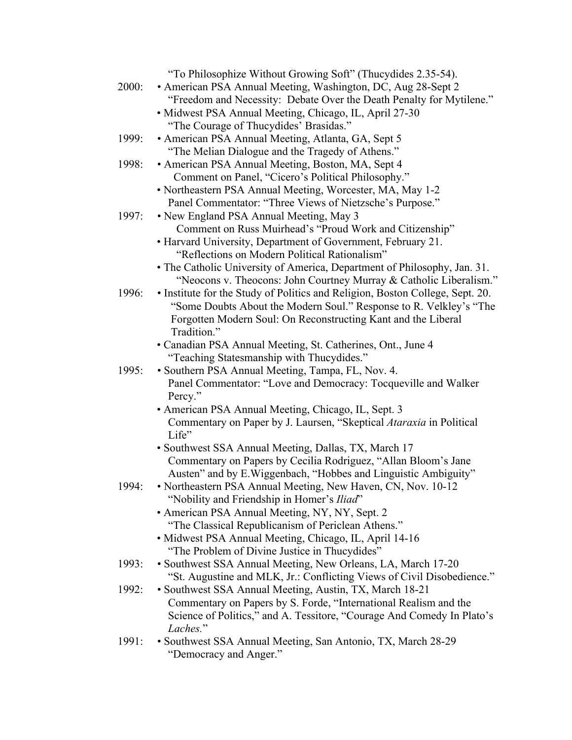"To Philosophize Without Growing Soft" (Thucydides 2.35-54).

2000:
- American PSA Annual Meeting, Washington, DC, Aug 28-Sept 2
  "Freedom and Necessity: Debate Over the Death Penalty for Mytilene."
- Midwest PSA Annual Meeting, Chicago, IL, April 27-30
  "The Courage of Thucydides' Brasidas."

1999:
- American PSA Annual Meeting, Atlanta, GA, Sept 5
  "The Melian Dialogue and the Tragedy of Athens."

1998:
- American PSA Annual Meeting, Boston, MA, Sept 4
  Comment on Panel, "Cicero's Political Philosophy."
- Northeastern PSA Annual Meeting, Worcester, MA, May 1-2
  Panel Commentator: "Three Views of Nietzsche's Purpose."

1997:
- New England PSA Annual Meeting, May 3
  Comment on Russ Muirhead's "Proud Work and Citizenship"
- Harvard University, Department of Government, February 21.
  "Reflections on Modern Political Rationalism"
- The Catholic University of America, Department of Philosophy, Jan. 31.
  "Neocons v. Theocons: John Courtney Murray & Catholic Liberalism."

1996:
- Institute for the Study of Politics and Religion, Boston College, Sept. 20.
  "Some Doubts About the Modern Soul." Response to R. Velkley's "The Forgotten Modern Soul: On Reconstructing Kant and the Liberal Tradition."
- Canadian PSA Annual Meeting, St. Catherines, Ont., June 4
  "Teaching Statesmanship with Thucydides."

1995:
- Southern PSA Annual Meeting, Tampa, FL, Nov. 4.
  Panel Commentator: "Love and Democracy: Tocqueville and Walker Percy."
- American PSA Annual Meeting, Chicago, IL, Sept. 3
  Commentary on Paper by J. Laursen, "Skeptical *Ataraxia* in Political Life"
- Southwest SSA Annual Meeting, Dallas, TX, March 17
  Commentary on Papers by Cecilia Rodriguez, "Allan Bloom's Jane Austen" and by E.Wiggenbach, "Hobbes and Linguistic Ambiguity"

1994:
- Northeastern PSA Annual Meeting, New Haven, CN, Nov. 10-12
  "Nobility and Friendship in Homer's *Iliad*"
- American PSA Annual Meeting, NY, NY, Sept. 2
  "The Classical Republicanism of Periclean Athens."
- Midwest PSA Annual Meeting, Chicago, IL, April 14-16
  "The Problem of Divine Justice in Thucydides"

1993:
- Southwest SSA Annual Meeting, New Orleans, LA, March 17-20
  "St. Augustine and MLK, Jr.: Conflicting Views of Civil Disobedience."

1992:
- Southwest SSA Annual Meeting, Austin, TX, March 18-21
  Commentary on Papers by S. Forde, "International Realism and the Science of Politics," and A. Tessitore, "Courage And Comedy In Plato's *Laches*."

1991:
- Southwest SSA Annual Meeting, San Antonio, TX, March 28-29
  "Democracy and Anger."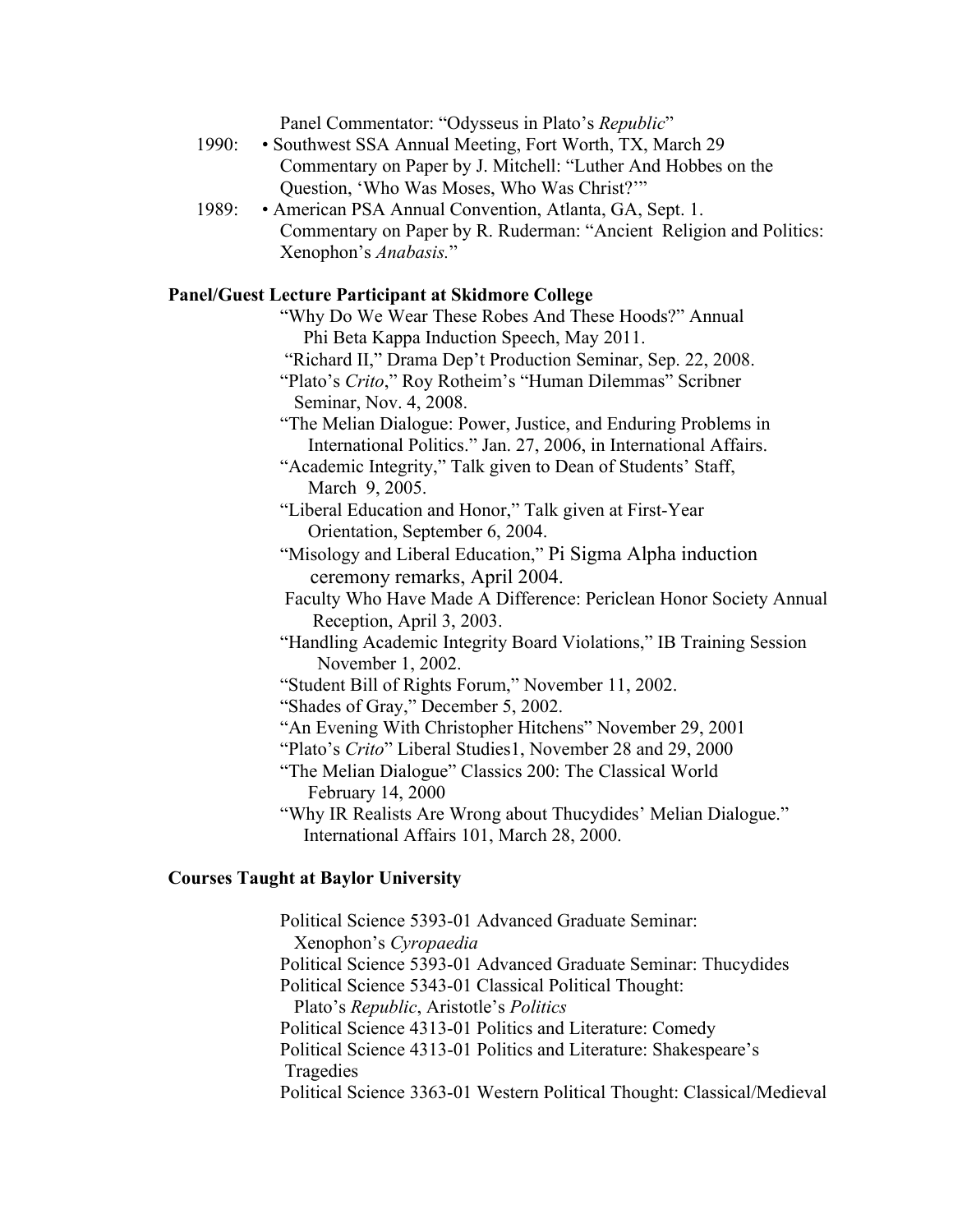Panel Commentator: "Odysseus in Plato's *Republic*"

1990: • Southwest SSA Annual Meeting, Fort Worth, TX, March 29
Commentary on Paper by J. Mitchell: "Luther And Hobbes on the Question, 'Who Was Moses, Who Was Christ?'"

1989: • American PSA Annual Convention, Atlanta, GA, Sept. 1.
Commentary on Paper by R. Ruderman: "Ancient Religion and Politics: Xenophon's *Anabasis.*"

**Panel/Guest Lecture Participant at Skidmore College**

"Why Do We Wear These Robes And These Hoods?" Annual Phi Beta Kappa Induction Speech, May 2011.

"Richard II," Drama Dep't Production Seminar, Sep. 22, 2008.

"Plato's *Crito*," Roy Rotheim's "Human Dilemmas" Scribner Seminar, Nov. 4, 2008.

"The Melian Dialogue: Power, Justice, and Enduring Problems in International Politics." Jan. 27, 2006, in International Affairs.

"Academic Integrity," Talk given to Dean of Students' Staff, March 9, 2005.

"Liberal Education and Honor," Talk given at First-Year Orientation, September 6, 2004.

"Misology and Liberal Education," Pi Sigma Alpha induction ceremony remarks, April 2004.

Faculty Who Have Made A Difference: Periclean Honor Society Annual Reception, April 3, 2003.

"Handling Academic Integrity Board Violations," IB Training Session November 1, 2002.

"Student Bill of Rights Forum," November 11, 2002.

"Shades of Gray," December 5, 2002.

"An Evening With Christopher Hitchens" November 29, 2001

"Plato's *Crito*" Liberal Studies1, November 28 and 29, 2000

"The Melian Dialogue" Classics 200: The Classical World February 14, 2000

"Why IR Realists Are Wrong about Thucydides' Melian Dialogue." International Affairs 101, March 28, 2000.

**Courses Taught at Baylor University**

Political Science 5393-01 Advanced Graduate Seminar: Xenophon's *Cyropaedia*

Political Science 5393-01 Advanced Graduate Seminar: Thucydides

Political Science 5343-01 Classical Political Thought: Plato's *Republic*, Aristotle's *Politics*

Political Science 4313-01 Politics and Literature: Comedy

Political Science 4313-01 Politics and Literature: Shakespeare's Tragedies

Political Science 3363-01 Western Political Thought: Classical/Medieval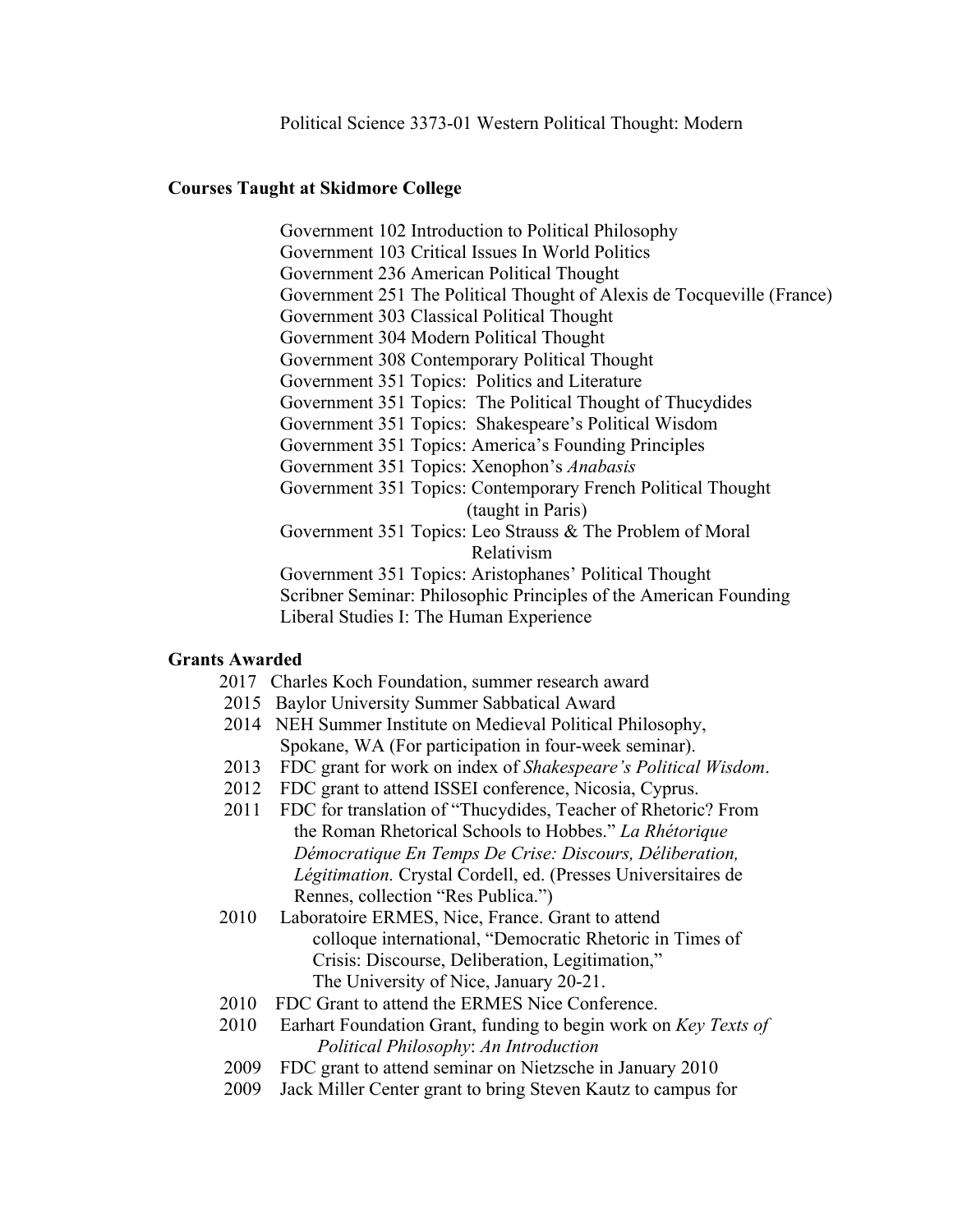Political Science 3373-01 Western Political Thought: Modern

**Courses Taught at Skidmore College**

Government 102 Introduction to Political Philosophy
Government 103 Critical Issues In World Politics
Government 236 American Political Thought
Government 251 The Political Thought of Alexis de Tocqueville (France)
Government 303 Classical Political Thought
Government 304 Modern Political Thought
Government 308 Contemporary Political Thought
Government 351 Topics: Politics and Literature
Government 351 Topics: The Political Thought of Thucydides
Government 351 Topics: Shakespeare's Political Wisdom
Government 351 Topics: America's Founding Principles
Government 351 Topics: Xenophon's *Anabasis*
Government 351 Topics: Contemporary French Political Thought (taught in Paris)
Government 351 Topics: Leo Strauss & The Problem of Moral Relativism
Government 351 Topics: Aristophanes' Political Thought
Scribner Seminar: Philosophic Principles of the American Founding
Liberal Studies I: The Human Experience

**Grants Awarded**

2017 Charles Koch Foundation, summer research award
2015 Baylor University Summer Sabbatical Award
2014 NEH Summer Institute on Medieval Political Philosophy, Spokane, WA (For participation in four-week seminar).
2013 FDC grant for work on index of *Shakespeare's Political Wisdom*.
2012 FDC grant to attend ISSEI conference, Nicosia, Cyprus.
2011 FDC for translation of "Thucydides, Teacher of Rhetoric? From the Roman Rhetorical Schools to Hobbes." *La Rhétorique Démocratique En Temps De Crise: Discours, Déliberation, Légitimation.* Crystal Cordell, ed. (Presses Universitaires de Rennes, collection "Res Publica.")
2010 Laboratoire ERMES, Nice, France. Grant to attend colloque international, "Democratic Rhetoric in Times of Crisis: Discourse, Deliberation, Legitimation," The University of Nice, January 20-21.
2010 FDC Grant to attend the ERMES Nice Conference.
2010 Earhart Foundation Grant, funding to begin work on *Key Texts of Political Philosophy*: *An Introduction*
2009 FDC grant to attend seminar on Nietzsche in January 2010
2009 Jack Miller Center grant to bring Steven Kautz to campus for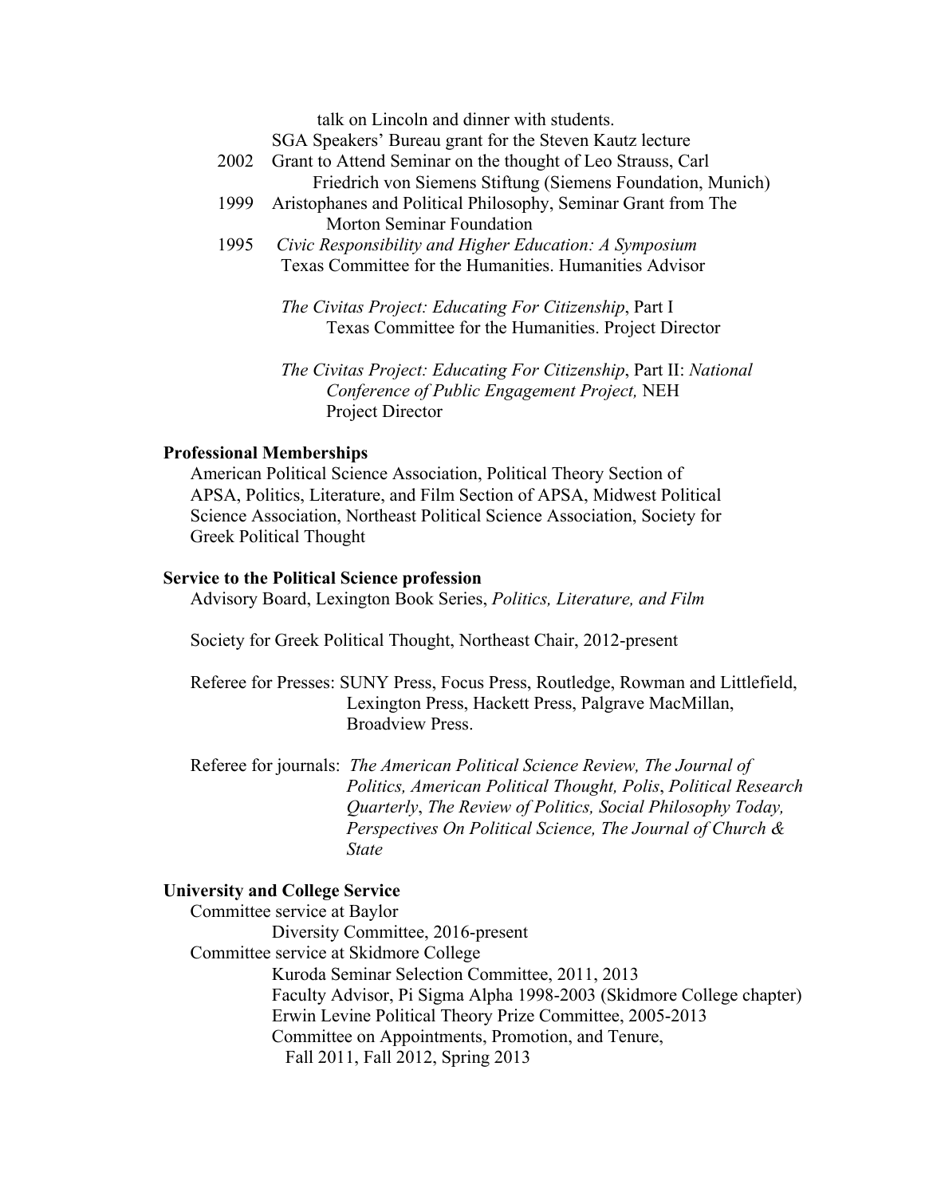talk on Lincoln and dinner with students.
SGA Speakers' Bureau grant for the Steven Kautz lecture

2002 Grant to Attend Seminar on the thought of Leo Strauss, Carl Friedrich von Siemens Stiftung (Siemens Foundation, Munich)

1999 Aristophanes and Political Philosophy, Seminar Grant from The Morton Seminar Foundation

1995 *Civic Responsibility and Higher Education: A Symposium* Texas Committee for the Humanities. Humanities Advisor

*The Civitas Project: Educating For Citizenship*, Part I Texas Committee for the Humanities. Project Director

*The Civitas Project: Educating For Citizenship*, Part II: *National Conference of Public Engagement Project,* NEH Project Director

**Professional Memberships**

American Political Science Association, Political Theory Section of APSA, Politics, Literature, and Film Section of APSA, Midwest Political Science Association, Northeast Political Science Association, Society for Greek Political Thought

**Service to the Political Science profession**

Advisory Board, Lexington Book Series, *Politics, Literature, and Film*

Society for Greek Political Thought, Northeast Chair, 2012-present

Referee for Presses: SUNY Press, Focus Press, Routledge, Rowman and Littlefield, Lexington Press, Hackett Press, Palgrave MacMillan, Broadview Press.

Referee for journals: *The American Political Science Review, The Journal of Politics, American Political Thought, Polis*, *Political Research Quarterly*, *The Review of Politics, Social Philosophy Today, Perspectives On Political Science, The Journal of Church & State*

**University and College Service**

Committee service at Baylor
- Diversity Committee, 2016-present

Committee service at Skidmore College
- Kuroda Seminar Selection Committee, 2011, 2013
- Faculty Advisor, Pi Sigma Alpha 1998-2003 (Skidmore College chapter)
- Erwin Levine Political Theory Prize Committee, 2005-2013
- Committee on Appointments, Promotion, and Tenure, Fall 2011, Fall 2012, Spring 2013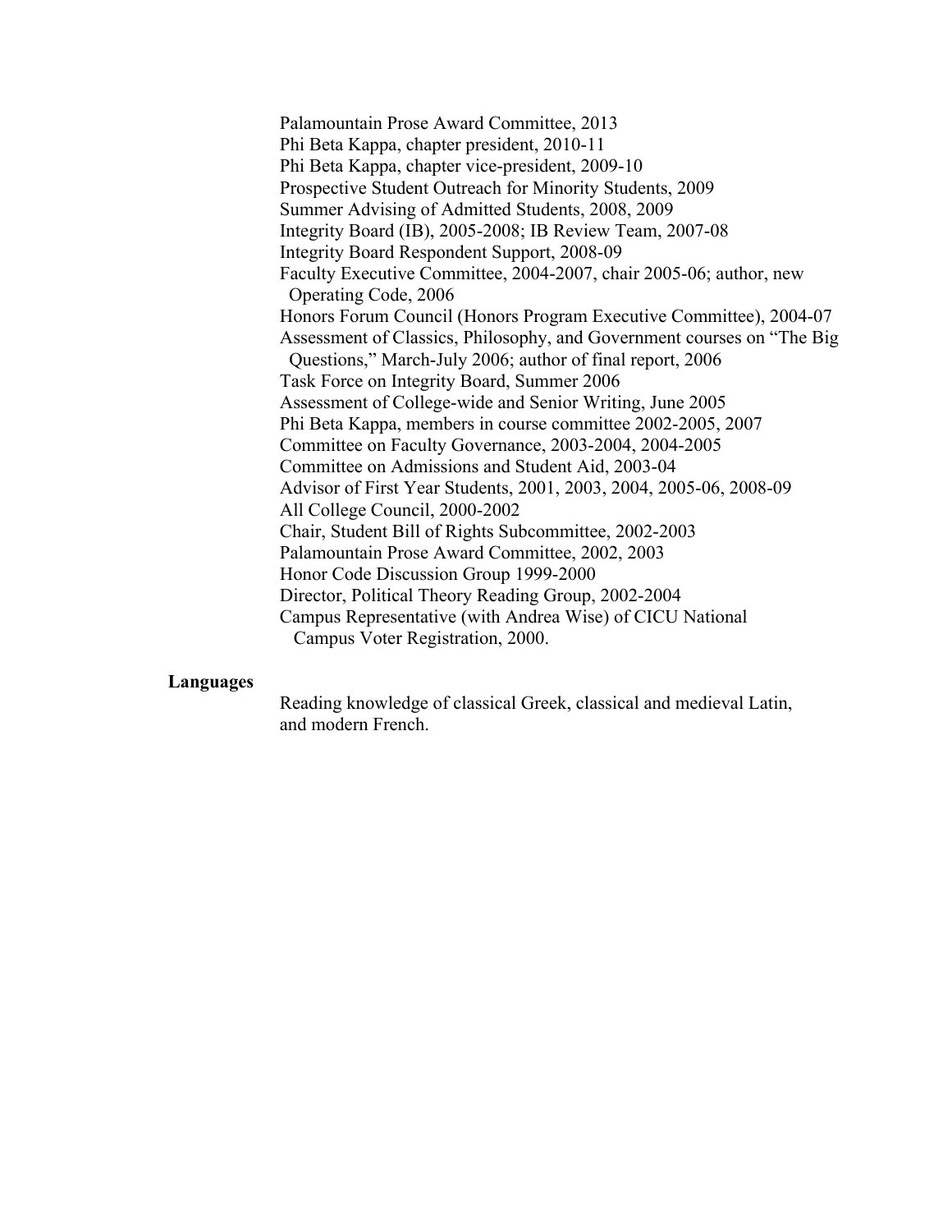Palamountain Prose Award Committee, 2013
Phi Beta Kappa, chapter president, 2010-11
Phi Beta Kappa, chapter vice-president, 2009-10
Prospective Student Outreach for Minority Students, 2009
Summer Advising of Admitted Students, 2008, 2009
Integrity Board (IB), 2005-2008; IB Review Team, 2007-08
Integrity Board Respondent Support, 2008-09
Faculty Executive Committee, 2004-2007, chair 2005-06; author, new Operating Code, 2006
Honors Forum Council (Honors Program Executive Committee), 2004-07
Assessment of Classics, Philosophy, and Government courses on "The Big Questions," March-July 2006; author of final report, 2006
Task Force on Integrity Board, Summer 2006
Assessment of College-wide and Senior Writing, June 2005
Phi Beta Kappa, members in course committee 2002-2005, 2007
Committee on Faculty Governance, 2003-2004, 2004-2005
Committee on Admissions and Student Aid, 2003-04
Advisor of First Year Students, 2001, 2003, 2004, 2005-06, 2008-09
All College Council, 2000-2002
Chair, Student Bill of Rights Subcommittee, 2002-2003
Palamountain Prose Award Committee, 2002, 2003
Honor Code Discussion Group 1999-2000
Director, Political Theory Reading Group, 2002-2004
Campus Representative (with Andrea Wise) of CICU National Campus Voter Registration, 2000.

**Languages**

Reading knowledge of classical Greek, classical and medieval Latin, and modern French.